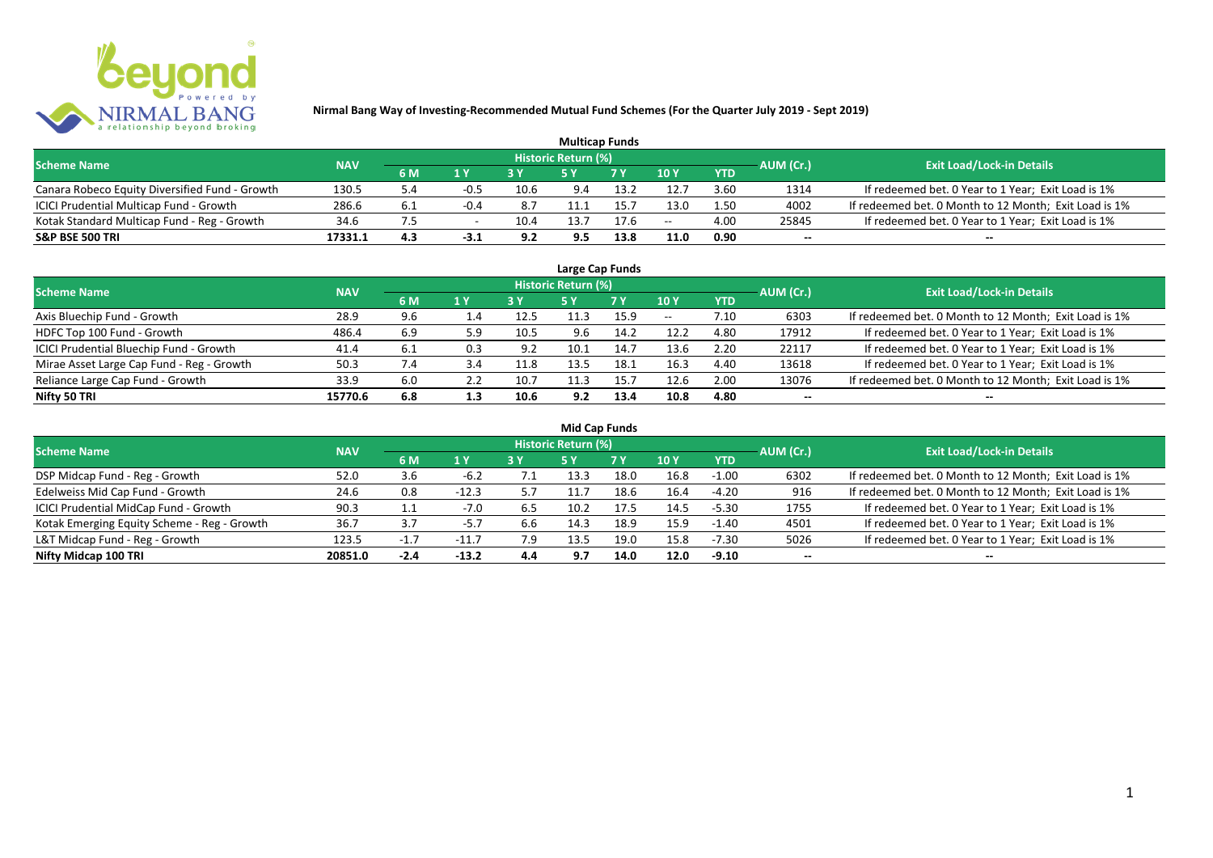# Nirmal Bang Way of Investing-Recommended Mutual Fund Schemes (For the Quarter July 2019 - Sept 2019)

## Multicap Funds

| Scheme Name | NAV | Historic Return (%) | | | | | | | AUM (Cr.) | Exit Load/Lock-in Details |
|---|---|---|---|---|---|---|---|---|---|---|
| | | 6 M | 1 Y | 3 Y | 5 Y | 7 Y | 10 Y | YTD | | |
| Canara Robeco Equity Diversified Fund - Growth | 130.5 | 5.4 | -0.5 | 10.6 | 9.4 | 13.2 | 12.7 | 3.60 | 1314 | If redeemed bet. 0 Year to 1 Year; Exit Load is 1% |
| ICICI Prudential Multicap Fund - Growth | 286.6 | 6.1 | -0.4 | 8.7 | 11.1 | 15.7 | 13.0 | 1.50 | 4002 | If redeemed bet. 0 Month to 12 Month; Exit Load is 1% |
| Kotak Standard Multicap Fund - Reg - Growth | 34.6 | 7.5 | - | 10.4 | 13.7 | 17.6 | -- | 4.00 | 25845 | If redeemed bet. 0 Year to 1 Year; Exit Load is 1% |
| **S&P BSE 500 TRI** | **17331.1** | **4.3** | **-3.1** | **9.2** | **9.5** | **13.8** | **11.0** | **0.90** | **--** | **--** |

## Large Cap Funds

| Scheme Name | NAV | Historic Return (%) | | | | | | | AUM (Cr.) | Exit Load/Lock-in Details |
|---|---|---|---|---|---|---|---|---|---|---|
| | | 6 M | 1 Y | 3 Y | 5 Y | 7 Y | 10 Y | YTD | | |
| Axis Bluechip Fund - Growth | 28.9 | 9.6 | 1.4 | 12.5 | 11.3 | 15.9 | -- | 7.10 | 6303 | If redeemed bet. 0 Month to 12 Month; Exit Load is 1% |
| HDFC Top 100 Fund - Growth | 486.4 | 6.9 | 5.9 | 10.5 | 9.6 | 14.2 | 12.2 | 4.80 | 17912 | If redeemed bet. 0 Year to 1 Year; Exit Load is 1% |
| ICICI Prudential Bluechip Fund - Growth | 41.4 | 6.1 | 0.3 | 9.2 | 10.1 | 14.7 | 13.6 | 2.20 | 22117 | If redeemed bet. 0 Year to 1 Year; Exit Load is 1% |
| Mirae Asset Large Cap Fund - Reg - Growth | 50.3 | 7.4 | 3.4 | 11.8 | 13.5 | 18.1 | 16.3 | 4.40 | 13618 | If redeemed bet. 0 Year to 1 Year; Exit Load is 1% |
| Reliance Large Cap Fund - Growth | 33.9 | 6.0 | 2.2 | 10.7 | 11.3 | 15.7 | 12.6 | 2.00 | 13076 | If redeemed bet. 0 Month to 12 Month; Exit Load is 1% |
| **Nifty 50 TRI** | **15770.6** | **6.8** | **1.3** | **10.6** | **9.2** | **13.4** | **10.8** | **4.80** | **--** | **--** |

## Mid Cap Funds

| Scheme Name | NAV | Historic Return (%) | | | | | | | AUM (Cr.) | Exit Load/Lock-in Details |
|---|---|---|---|---|---|---|---|---|---|---|
| | | 6 M | 1 Y | 3 Y | 5 Y | 7 Y | 10 Y | YTD | | |
| DSP Midcap Fund - Reg - Growth | 52.0 | 3.6 | -6.2 | 7.1 | 13.3 | 18.0 | 16.8 | -1.00 | 6302 | If redeemed bet. 0 Month to 12 Month; Exit Load is 1% |
| Edelweiss Mid Cap Fund - Growth | 24.6 | 0.8 | -12.3 | 5.7 | 11.7 | 18.6 | 16.4 | -4.20 | 916 | If redeemed bet. 0 Month to 12 Month; Exit Load is 1% |
| ICICI Prudential MidCap Fund - Growth | 90.3 | 1.1 | -7.0 | 6.5 | 10.2 | 17.5 | 14.5 | -5.30 | 1755 | If redeemed bet. 0 Year to 1 Year; Exit Load is 1% |
| Kotak Emerging Equity Scheme - Reg - Growth | 36.7 | 3.7 | -5.7 | 6.6 | 14.3 | 18.9 | 15.9 | -1.40 | 4501 | If redeemed bet. 0 Year to 1 Year; Exit Load is 1% |
| L&T Midcap Fund - Reg - Growth | 123.5 | -1.7 | -11.7 | 7.9 | 13.5 | 19.0 | 15.8 | -7.30 | 5026 | If redeemed bet. 0 Year to 1 Year; Exit Load is 1% |
| **Nifty Midcap 100 TRI** | **20851.0** | **-2.4** | **-13.2** | **4.4** | **9.7** | **14.0** | **12.0** | **-9.10** | **--** | **--** |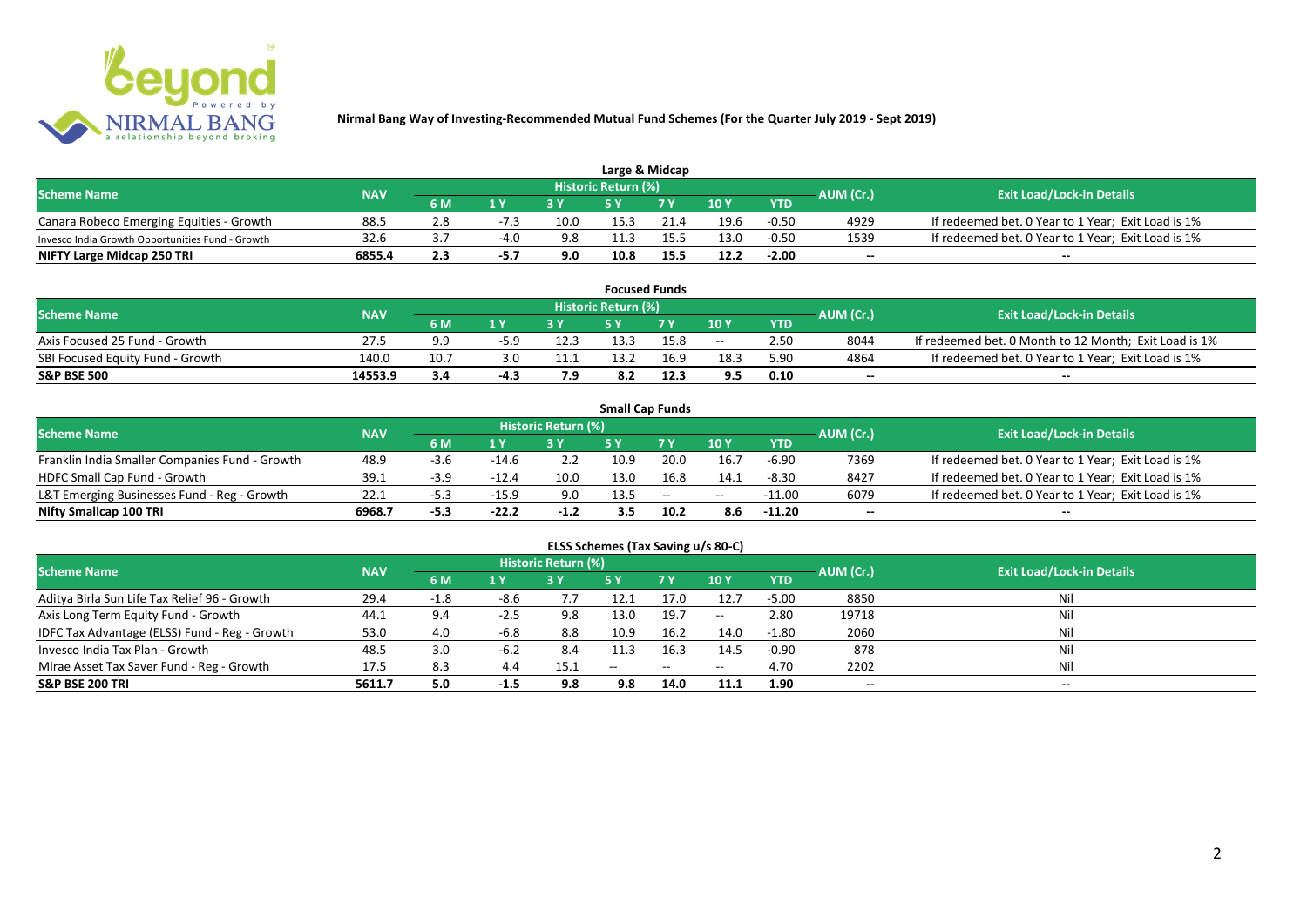# Nirmal Bang Way of Investing-Recommended Mutual Fund Schemes (For the Quarter July 2019 - Sept 2019)

## Large & Midcap

| Scheme Name | NAV | Historic Return (%) | | | | | | | AUM (Cr.) | Exit Load/Lock-in Details |
|---|---|---|---|---|---|---|---|---|---|---|
| | | 6 M | 1 Y | 3 Y | 5 Y | 7 Y | 10 Y | YTD | | |
| Canara Robeco Emerging Equities - Growth | 88.5 | 2.8 | -7.3 | 10.0 | 15.3 | 21.4 | 19.6 | -0.50 | 4929 | If redeemed bet. 0 Year to 1 Year; Exit Load is 1% |
| Invesco India Growth Opportunities Fund - Growth | 32.6 | 3.7 | -4.0 | 9.8 | 11.3 | 15.5 | 13.0 | -0.50 | 1539 | If redeemed bet. 0 Year to 1 Year; Exit Load is 1% |
| **NIFTY Large Midcap 250 TRI** | **6855.4** | **2.3** | **-5.7** | **9.0** | **10.8** | **15.5** | **12.2** | **-2.00** | **--** | **--** |

## Focused Funds

| Scheme Name | NAV | Historic Return (%) | | | | | | | AUM (Cr.) | Exit Load/Lock-in Details |
|---|---|---|---|---|---|---|---|---|---|---|
| | | 6 M | 1 Y | 3 Y | 5 Y | 7 Y | 10 Y | YTD | | |
| Axis Focused 25 Fund - Growth | 27.5 | 9.9 | -5.9 | 12.3 | 13.3 | 15.8 | -- | 2.50 | 8044 | If redeemed bet. 0 Month to 12 Month; Exit Load is 1% |
| SBI Focused Equity Fund - Growth | 140.0 | 10.7 | 3.0 | 11.1 | 13.2 | 16.9 | 18.3 | 5.90 | 4864 | If redeemed bet. 0 Year to 1 Year; Exit Load is 1% |
| **S&P BSE 500** | **14553.9** | **3.4** | **-4.3** | **7.9** | **8.2** | **12.3** | **9.5** | **0.10** | **--** | **--** |

## Small Cap Funds

| Scheme Name | NAV | Historic Return (%) | | | | | | | AUM (Cr.) | Exit Load/Lock-in Details |
|---|---|---|---|---|---|---|---|---|---|---|
| | | 6 M | 1 Y | 3 Y | 5 Y | 7 Y | 10 Y | YTD | | |
| Franklin India Smaller Companies Fund - Growth | 48.9 | -3.6 | -14.6 | 2.2 | 10.9 | 20.0 | 16.7 | -6.90 | 7369 | If redeemed bet. 0 Year to 1 Year; Exit Load is 1% |
| HDFC Small Cap Fund - Growth | 39.1 | -3.9 | -12.4 | 10.0 | 13.0 | 16.8 | 14.1 | -8.30 | 8427 | If redeemed bet. 0 Year to 1 Year; Exit Load is 1% |
| L&T Emerging Businesses Fund - Reg - Growth | 22.1 | -5.3 | -15.9 | 9.0 | 13.5 | -- | -- | -11.00 | 6079 | If redeemed bet. 0 Year to 1 Year; Exit Load is 1% |
| **Nifty Smallcap 100 TRI** | **6968.7** | **-5.3** | **-22.2** | **-1.2** | **3.5** | **10.2** | **8.6** | **-11.20** | **--** | **--** |

## ELSS Schemes (Tax Saving u/s 80-C)

| Scheme Name | NAV | Historic Return (%) | | | | | | | AUM (Cr.) | Exit Load/Lock-in Details |
|---|---|---|---|---|---|---|---|---|---|---|
| | | 6 M | 1 Y | 3 Y | 5 Y | 7 Y | 10 Y | YTD | | |
| Aditya Birla Sun Life Tax Relief 96 - Growth | 29.4 | -1.8 | -8.6 | 7.7 | 12.1 | 17.0 | 12.7 | -5.00 | 8850 | Nil |
| Axis Long Term Equity Fund - Growth | 44.1 | 9.4 | -2.5 | 9.8 | 13.0 | 19.7 | -- | 2.80 | 19718 | Nil |
| IDFC Tax Advantage (ELSS) Fund - Reg - Growth | 53.0 | 4.0 | -6.8 | 8.8 | 10.9 | 16.2 | 14.0 | -1.80 | 2060 | Nil |
| Invesco India Tax Plan - Growth | 48.5 | 3.0 | -6.2 | 8.4 | 11.3 | 16.3 | 14.5 | -0.90 | 878 | Nil |
| Mirae Asset Tax Saver Fund - Reg - Growth | 17.5 | 8.3 | 4.4 | 15.1 | -- | -- | -- | 4.70 | 2202 | Nil |
| **S&P BSE 200 TRI** | **5611.7** | **5.0** | **-1.5** | **9.8** | **9.8** | **14.0** | **11.1** | **1.90** | **--** | **--** |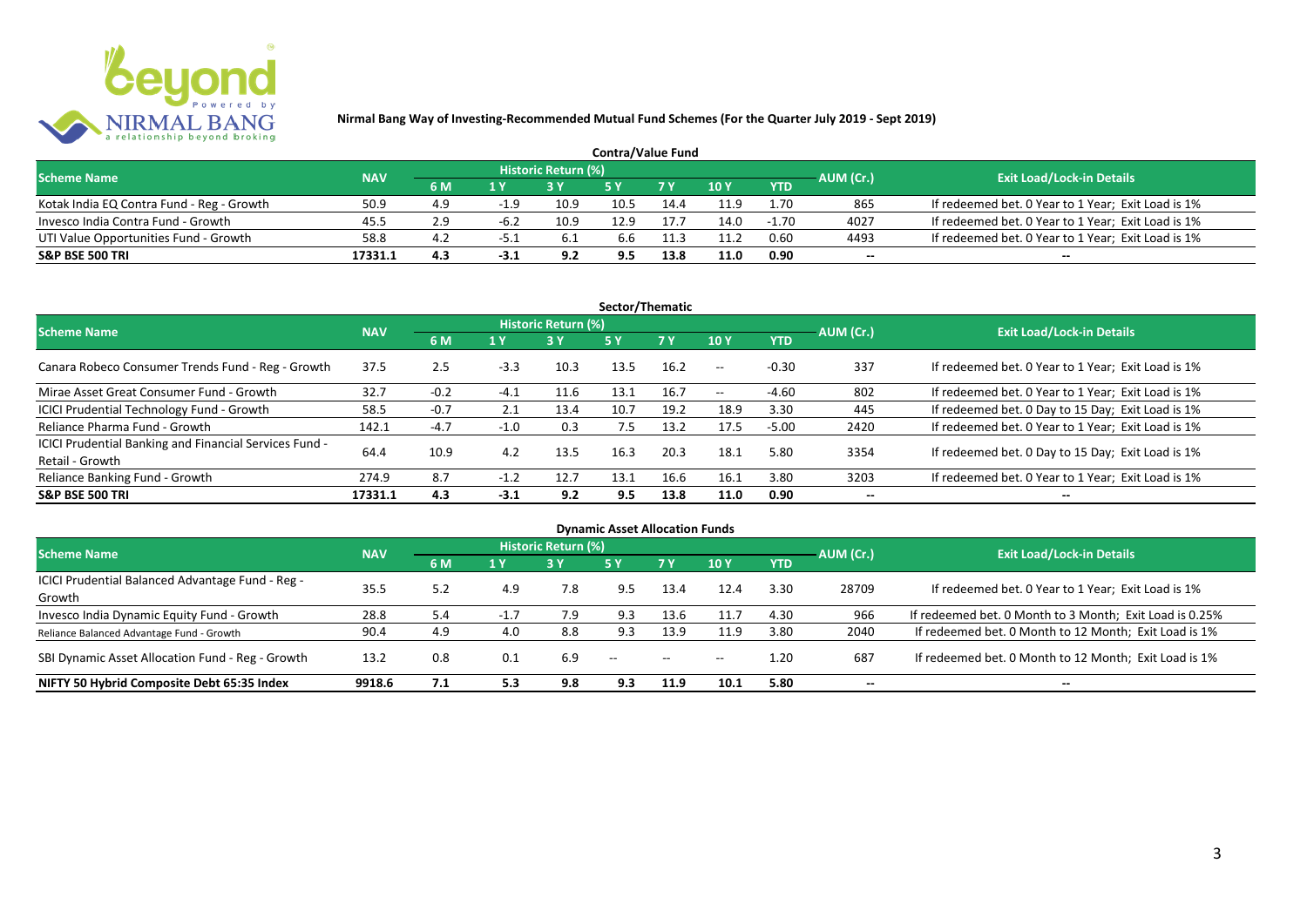**Nirmal Bang Way of Investing-Recommended Mutual Fund Schemes (For the Quarter July 2019 - Sept 2019)**

## Contra/Value Fund

| Scheme Name | NAV | Historic Return (%) | | | | | | | AUM (Cr.) | Exit Load/Lock-in Details |
|---|---|---|---|---|---|---|---|---|---|---|
| | | 6 M | 1 Y | 3 Y | 5 Y | 7 Y | 10 Y | YTD | | |
| Kotak India EQ Contra Fund - Reg - Growth | 50.9 | 4.9 | -1.9 | 10.9 | 10.5 | 14.4 | 11.9 | 1.70 | 865 | If redeemed bet. 0 Year to 1 Year; Exit Load is 1% |
| Invesco India Contra Fund - Growth | 45.5 | 2.9 | -6.2 | 10.9 | 12.9 | 17.7 | 14.0 | -1.70 | 4027 | If redeemed bet. 0 Year to 1 Year; Exit Load is 1% |
| UTI Value Opportunities Fund - Growth | 58.8 | 4.2 | -5.1 | 6.1 | 6.6 | 11.3 | 11.2 | 0.60 | 4493 | If redeemed bet. 0 Year to 1 Year; Exit Load is 1% |
| **S&P BSE 500 TRI** | **17331.1** | **4.3** | **-3.1** | **9.2** | **9.5** | **13.8** | **11.0** | **0.90** | **--** | **--** |

## Sector/Thematic

| Scheme Name | NAV | Historic Return (%) | | | | | | | AUM (Cr.) | Exit Load/Lock-in Details |
|---|---|---|---|---|---|---|---|---|---|---|
| | | 6 M | 1 Y | 3 Y | 5 Y | 7 Y | 10 Y | YTD | | |
| Canara Robeco Consumer Trends Fund - Reg - Growth | 37.5 | 2.5 | -3.3 | 10.3 | 13.5 | 16.2 | -- | -0.30 | 337 | If redeemed bet. 0 Year to 1 Year; Exit Load is 1% |
| Mirae Asset Great Consumer Fund - Growth | 32.7 | -0.2 | -4.1 | 11.6 | 13.1 | 16.7 | -- | -4.60 | 802 | If redeemed bet. 0 Year to 1 Year; Exit Load is 1% |
| ICICI Prudential Technology Fund - Growth | 58.5 | -0.7 | 2.1 | 13.4 | 10.7 | 19.2 | 18.9 | 3.30 | 445 | If redeemed bet. 0 Day to 15 Day; Exit Load is 1% |
| Reliance Pharma Fund - Growth | 142.1 | -4.7 | -1.0 | 0.3 | 7.5 | 13.2 | 17.5 | -5.00 | 2420 | If redeemed bet. 0 Year to 1 Year; Exit Load is 1% |
| ICICI Prudential Banking and Financial Services Fund - Retail - Growth | 64.4 | 10.9 | 4.2 | 13.5 | 16.3 | 20.3 | 18.1 | 5.80 | 3354 | If redeemed bet. 0 Day to 15 Day; Exit Load is 1% |
| Reliance Banking Fund - Growth | 274.9 | 8.7 | -1.2 | 12.7 | 13.1 | 16.6 | 16.1 | 3.80 | 3203 | If redeemed bet. 0 Year to 1 Year; Exit Load is 1% |
| **S&P BSE 500 TRI** | **17331.1** | **4.3** | **-3.1** | **9.2** | **9.5** | **13.8** | **11.0** | **0.90** | **--** | **--** |

## Dynamic Asset Allocation Funds

| Scheme Name | NAV | Historic Return (%) | | | | | | | AUM (Cr.) | Exit Load/Lock-in Details |
|---|---|---|---|---|---|---|---|---|---|---|
| | | 6 M | 1 Y | 3 Y | 5 Y | 7 Y | 10 Y | YTD | | |
| ICICI Prudential Balanced Advantage Fund - Reg - Growth | 35.5 | 5.2 | 4.9 | 7.8 | 9.5 | 13.4 | 12.4 | 3.30 | 28709 | If redeemed bet. 0 Year to 1 Year; Exit Load is 1% |
| Invesco India Dynamic Equity Fund - Growth | 28.8 | 5.4 | -1.7 | 7.9 | 9.3 | 13.6 | 11.7 | 4.30 | 966 | If redeemed bet. 0 Month to 3 Month; Exit Load is 0.25% |
| Reliance Balanced Advantage Fund - Growth | 90.4 | 4.9 | 4.0 | 8.8 | 9.3 | 13.9 | 11.9 | 3.80 | 2040 | If redeemed bet. 0 Month to 12 Month; Exit Load is 1% |
| SBI Dynamic Asset Allocation Fund - Reg - Growth | 13.2 | 0.8 | 0.1 | 6.9 | -- | -- | -- | 1.20 | 687 | If redeemed bet. 0 Month to 12 Month; Exit Load is 1% |
| **NIFTY 50 Hybrid Composite Debt 65:35 Index** | **9918.6** | **7.1** | **5.3** | **9.8** | **9.3** | **11.9** | **10.1** | **5.80** | **--** | **--** |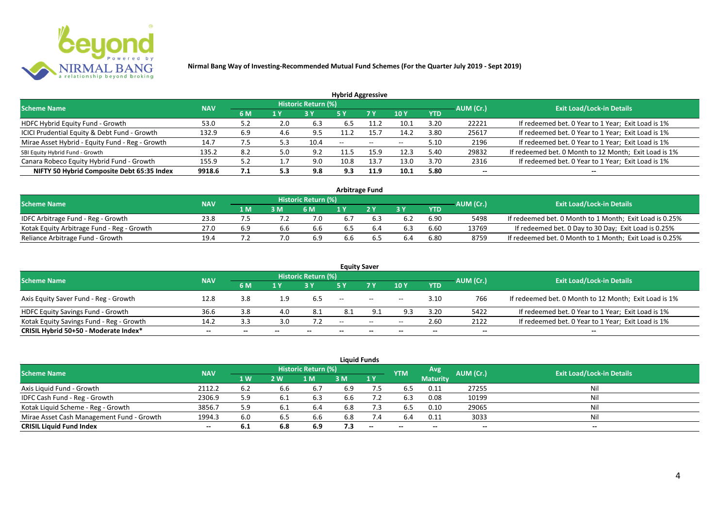**Nirmal Bang Way of Investing-Recommended Mutual Fund Schemes (For the Quarter July 2019 - Sept 2019)**

## Hybrid Aggressive

| Scheme Name | NAV | Historic Return (%) | | | | | | | AUM (Cr.) | Exit Load/Lock-in Details |
|---|---|---|---|---|---|---|---|---|---|---|
| | | 6 M | 1 Y | 3 Y | 5 Y | 7 Y | 10 Y | YTD | | |
| HDFC Hybrid Equity Fund - Growth | 53.0 | 5.2 | 2.0 | 6.3 | 6.5 | 11.2 | 10.1 | 3.20 | 22221 | If redeemed bet. 0 Year to 1 Year; Exit Load is 1% |
| ICICI Prudential Equity & Debt Fund - Growth | 132.9 | 6.9 | 4.6 | 9.5 | 11.2 | 15.7 | 14.2 | 3.80 | 25617 | If redeemed bet. 0 Year to 1 Year; Exit Load is 1% |
| Mirae Asset Hybrid - Equity Fund - Reg - Growth | 14.7 | 7.5 | 5.3 | 10.4 | -- | -- | -- | 5.10 | 2196 | If redeemed bet. 0 Year to 1 Year; Exit Load is 1% |
| SBI Equity Hybrid Fund - Growth | 135.2 | 8.2 | 5.0 | 9.2 | 11.5 | 15.9 | 12.3 | 5.40 | 29832 | If redeemed bet. 0 Month to 12 Month; Exit Load is 1% |
| Canara Robeco Equity Hybrid Fund - Growth | 155.9 | 5.2 | 1.7 | 9.0 | 10.8 | 13.7 | 13.0 | 3.70 | 2316 | If redeemed bet. 0 Year to 1 Year; Exit Load is 1% |
| **NIFTY 50 Hybrid Composite Debt 65:35 Index** | **9918.6** | **7.1** | **5.3** | **9.8** | **9.3** | **11.9** | **10.1** | **5.80** | **--** | **--** |

## Arbitrage Fund

| Scheme Name | NAV | Historic Return (%) | | | | | | | AUM (Cr.) | Exit Load/Lock-in Details |
|---|---|---|---|---|---|---|---|---|---|---|
| | | 1 M | 3 M | 6 M | 1 Y | 2 Y | 3 Y | YTD | | |
| IDFC Arbitrage Fund - Reg - Growth | 23.8 | 7.5 | 7.2 | 7.0 | 6.7 | 6.3 | 6.2 | 6.90 | 5498 | If redeemed bet. 0 Month to 1 Month; Exit Load is 0.25% |
| Kotak Equity Arbitrage Fund - Reg - Growth | 27.0 | 6.9 | 6.6 | 6.6 | 6.5 | 6.4 | 6.3 | 6.60 | 13769 | If redeemed bet. 0 Day to 30 Day; Exit Load is 0.25% |
| Reliance Arbitrage Fund - Growth | 19.4 | 7.2 | 7.0 | 6.9 | 6.6 | 6.5 | 6.4 | 6.80 | 8759 | If redeemed bet. 0 Month to 1 Month; Exit Load is 0.25% |

## Equity Saver

| Scheme Name | NAV | Historic Return (%) | | | | | | | AUM (Cr.) | Exit Load/Lock-in Details |
|---|---|---|---|---|---|---|---|---|---|---|
| | | 6 M | 1 Y | 3 Y | 5 Y | 7 Y | 10 Y | YTD | | |
| Axis Equity Saver Fund - Reg - Growth | 12.8 | 3.8 | 1.9 | 6.5 | -- | -- | -- | 3.10 | 766 | If redeemed bet. 0 Month to 12 Month; Exit Load is 1% |
| HDFC Equity Savings Fund - Growth | 36.6 | 3.8 | 4.0 | 8.1 | 8.1 | 9.1 | 9.3 | 3.20 | 5422 | If redeemed bet. 0 Year to 1 Year; Exit Load is 1% |
| Kotak Equity Savings Fund - Reg - Growth | 14.2 | 3.3 | 3.0 | 7.2 | -- | -- | -- | 2.60 | 2122 | If redeemed bet. 0 Year to 1 Year; Exit Load is 1% |
| **CRISIL Hybrid 50+50 - Moderate Index*** | **--** | **--** | **--** | **--** | **--** | **--** | **--** | **--** | **--** | **--** |

## Liquid Funds

| Scheme Name | NAV | Historic Return (%) | | | | | YTM | Avg Maturity | AUM (Cr.) | Exit Load/Lock-in Details |
|---|---|---|---|---|---|---|---|---|---|---|
| | | 1 W | 2 W | 1 M | 3 M | 1 Y | | | | |
| Axis Liquid Fund - Growth | 2112.2 | 6.2 | 6.6 | 6.7 | 6.9 | 7.5 | 6.5 | 0.11 | 27255 | Nil |
| IDFC Cash Fund - Reg - Growth | 2306.9 | 5.9 | 6.1 | 6.3 | 6.6 | 7.2 | 6.3 | 0.08 | 10199 | Nil |
| Kotak Liquid Scheme - Reg - Growth | 3856.7 | 5.9 | 6.1 | 6.4 | 6.8 | 7.3 | 6.5 | 0.10 | 29065 | Nil |
| Mirae Asset Cash Management Fund - Growth | 1994.3 | 6.0 | 6.5 | 6.6 | 6.8 | 7.4 | 6.4 | 0.11 | 3033 | Nil |
| **CRISIL Liquid Fund Index** | **--** | **6.1** | **6.8** | **6.9** | **7.3** | **--** | **--** | **--** | **--** | **--** |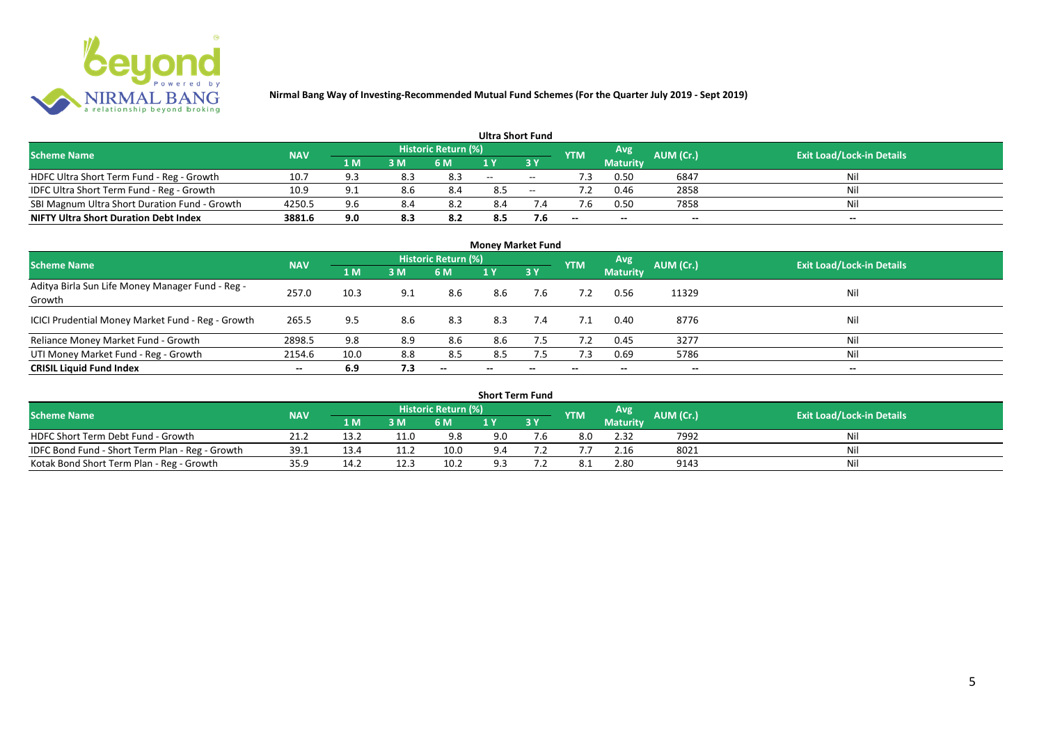**Nirmal Bang Way of Investing-Recommended Mutual Fund Schemes (For the Quarter July 2019 - Sept 2019)**

## Ultra Short Fund

| Scheme Name | NAV | Historic Return (%) | | | | | YTM | Avg Maturity | AUM (Cr.) | Exit Load/Lock-in Details |
|---|---|---|---|---|---|---|---|---|---|---|
| | | 1 M | 3 M | 6 M | 1 Y | 3 Y | | | | |
| HDFC Ultra Short Term Fund - Reg - Growth | 10.7 | 9.3 | 8.3 | 8.3 | -- | -- | 7.3 | 0.50 | 6847 | Nil |
| IDFC Ultra Short Term Fund - Reg - Growth | 10.9 | 9.1 | 8.6 | 8.4 | 8.5 | -- | 7.2 | 0.46 | 2858 | Nil |
| SBI Magnum Ultra Short Duration Fund - Growth | 4250.5 | 9.6 | 8.4 | 8.2 | 8.4 | 7.4 | 7.6 | 0.50 | 7858 | Nil |
| **NIFTY Ultra Short Duration Debt Index** | **3881.6** | **9.0** | **8.3** | **8.2** | **8.5** | **7.6** | -- | -- | -- | -- |

## Money Market Fund

| Scheme Name | NAV | Historic Return (%) | | | | | YTM | Avg Maturity | AUM (Cr.) | Exit Load/Lock-in Details |
|---|---|---|---|---|---|---|---|---|---|---|
| | | 1 M | 3 M | 6 M | 1 Y | 3 Y | | | | |
| Aditya Birla Sun Life Money Manager Fund - Reg - Growth | 257.0 | 10.3 | 9.1 | 8.6 | 8.6 | 7.6 | 7.2 | 0.56 | 11329 | Nil |
| ICICI Prudential Money Market Fund - Reg - Growth | 265.5 | 9.5 | 8.6 | 8.3 | 8.3 | 7.4 | 7.1 | 0.40 | 8776 | Nil |
| Reliance Money Market Fund - Growth | 2898.5 | 9.8 | 8.9 | 8.6 | 8.6 | 7.5 | 7.2 | 0.45 | 3277 | Nil |
| UTI Money Market Fund - Reg - Growth | 2154.6 | 10.0 | 8.8 | 8.5 | 8.5 | 7.5 | 7.3 | 0.69 | 5786 | Nil |
| **CRISIL Liquid Fund Index** | -- | **6.9** | **7.3** | -- | -- | -- | -- | -- | -- | -- |

## Short Term Fund

| Scheme Name | NAV | Historic Return (%) | | | | | YTM | Avg Maturity | AUM (Cr.) | Exit Load/Lock-in Details |
|---|---|---|---|---|---|---|---|---|---|---|
| | | 1 M | 3 M | 6 M | 1 Y | 3 Y | | | | |
| HDFC Short Term Debt Fund - Growth | 21.2 | 13.2 | 11.0 | 9.8 | 9.0 | 7.6 | 8.0 | 2.32 | 7992 | Nil |
| IDFC Bond Fund - Short Term Plan - Reg - Growth | 39.1 | 13.4 | 11.2 | 10.0 | 9.4 | 7.2 | 7.7 | 2.16 | 8021 | Nil |
| Kotak Bond Short Term Plan - Reg - Growth | 35.9 | 14.2 | 12.3 | 10.2 | 9.3 | 7.2 | 8.1 | 2.80 | 9143 | Nil |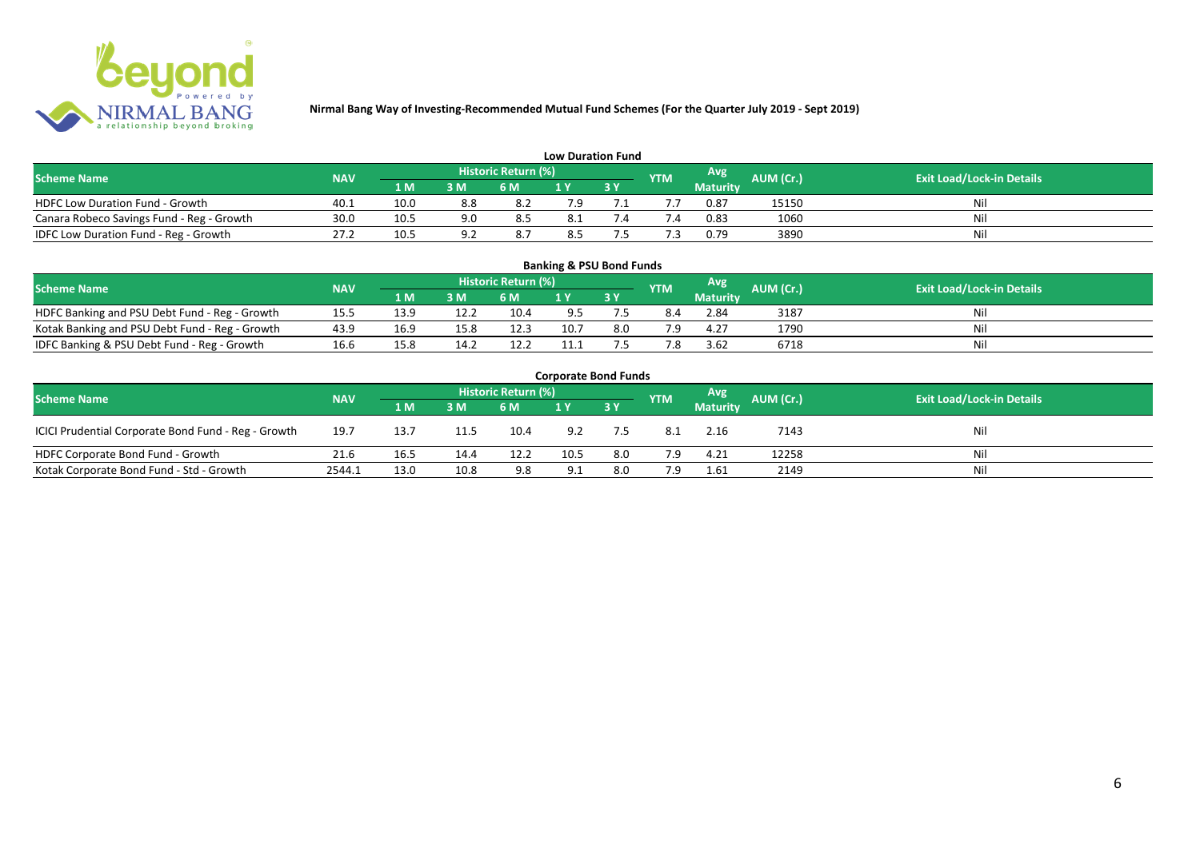**Nirmal Bang Way of Investing-Recommended Mutual Fund Schemes (For the Quarter July 2019 - Sept 2019)**

## Low Duration Fund

| Scheme Name | NAV | Historic Return (%) | | | | | YTM | Avg Maturity | AUM (Cr.) | Exit Load/Lock-in Details |
|---|---|---|---|---|---|---|---|---|---|---|
| | | 1 M | 3 M | 6 M | 1 Y | 3 Y | | | | |
| HDFC Low Duration Fund - Growth | 40.1 | 10.0 | 8.8 | 8.2 | 7.9 | 7.1 | 7.7 | 0.87 | 15150 | Nil |
| Canara Robeco Savings Fund - Reg - Growth | 30.0 | 10.5 | 9.0 | 8.5 | 8.1 | 7.4 | 7.4 | 0.83 | 1060 | Nil |
| IDFC Low Duration Fund - Reg - Growth | 27.2 | 10.5 | 9.2 | 8.7 | 8.5 | 7.5 | 7.3 | 0.79 | 3890 | Nil |

## Banking & PSU Bond Funds

| Scheme Name | NAV | Historic Return (%) | | | | | YTM | Avg Maturity | AUM (Cr.) | Exit Load/Lock-in Details |
|---|---|---|---|---|---|---|---|---|---|---|
| | | 1 M | 3 M | 6 M | 1 Y | 3 Y | | | | |
| HDFC Banking and PSU Debt Fund - Reg - Growth | 15.5 | 13.9 | 12.2 | 10.4 | 9.5 | 7.5 | 8.4 | 2.84 | 3187 | Nil |
| Kotak Banking and PSU Debt Fund - Reg - Growth | 43.9 | 16.9 | 15.8 | 12.3 | 10.7 | 8.0 | 7.9 | 4.27 | 1790 | Nil |
| IDFC Banking & PSU Debt Fund - Reg - Growth | 16.6 | 15.8 | 14.2 | 12.2 | 11.1 | 7.5 | 7.8 | 3.62 | 6718 | Nil |

## Corporate Bond Funds

| Scheme Name | NAV | Historic Return (%) | | | | | YTM | Avg Maturity | AUM (Cr.) | Exit Load/Lock-in Details |
|---|---|---|---|---|---|---|---|---|---|---|
| | | 1 M | 3 M | 6 M | 1 Y | 3 Y | | | | |
| ICICI Prudential Corporate Bond Fund - Reg - Growth | 19.7 | 13.7 | 11.5 | 10.4 | 9.2 | 7.5 | 8.1 | 2.16 | 7143 | Nil |
| HDFC Corporate Bond Fund - Growth | 21.6 | 16.5 | 14.4 | 12.2 | 10.5 | 8.0 | 7.9 | 4.21 | 12258 | Nil |
| Kotak Corporate Bond Fund - Std - Growth | 2544.1 | 13.0 | 10.8 | 9.8 | 9.1 | 8.0 | 7.9 | 1.61 | 2149 | Nil |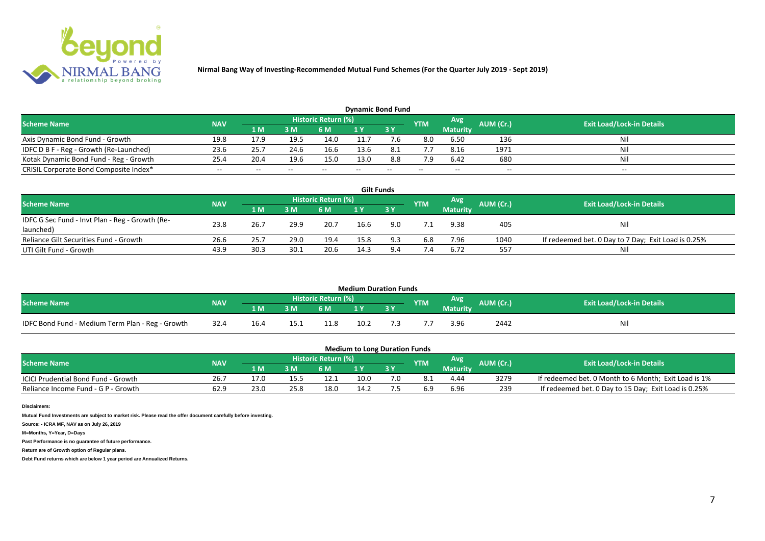**Nirmal Bang Way of Investing-Recommended Mutual Fund Schemes (For the Quarter July 2019 - Sept 2019)**

### Dynamic Bond Fund

| Scheme Name | NAV | Historic Return (%) | | | | | YTM | Avg Maturity | AUM (Cr.) | Exit Load/Lock-in Details |
|---|---|---|---|---|---|---|---|---|---|---|
| | | 1 M | 3 M | 6 M | 1 Y | 3 Y | | | | |
| Axis Dynamic Bond Fund - Growth | 19.8 | 17.9 | 19.5 | 14.0 | 11.7 | 7.6 | 8.0 | 6.50 | 136 | Nil |
| IDFC D B F - Reg - Growth (Re-Launched) | 23.6 | 25.7 | 24.6 | 16.6 | 13.6 | 8.1 | 7.7 | 8.16 | 1971 | Nil |
| Kotak Dynamic Bond Fund - Reg - Growth | 25.4 | 20.4 | 19.6 | 15.0 | 13.0 | 8.8 | 7.9 | 6.42 | 680 | Nil |
| CRISIL Corporate Bond Composite Index* | -- | -- | -- | -- | -- | -- | -- | -- | -- | -- |

### Gilt Funds

| Scheme Name | NAV | Historic Return (%) | | | | | YTM | Avg Maturity | AUM (Cr.) | Exit Load/Lock-in Details |
|---|---|---|---|---|---|---|---|---|---|---|
| | | 1 M | 3 M | 6 M | 1 Y | 3 Y | | | | |
| IDFC G Sec Fund - Invt Plan - Reg - Growth (Re-launched) | 23.8 | 26.7 | 29.9 | 20.7 | 16.6 | 9.0 | 7.1 | 9.38 | 405 | Nil |
| Reliance Gilt Securities Fund - Growth | 26.6 | 25.7 | 29.0 | 19.4 | 15.8 | 9.3 | 6.8 | 7.96 | 1040 | If redeemed bet. 0 Day to 7 Day; Exit Load is 0.25% |
| UTI Gilt Fund - Growth | 43.9 | 30.3 | 30.1 | 20.6 | 14.3 | 9.4 | 7.4 | 6.72 | 557 | Nil |

### Medium Duration Funds

| Scheme Name | NAV | Historic Return (%) | | | | | YTM | Avg Maturity | AUM (Cr.) | Exit Load/Lock-in Details |
|---|---|---|---|---|---|---|---|---|---|---|
| | | 1 M | 3 M | 6 M | 1 Y | 3 Y | | | | |
| IDFC Bond Fund - Medium Term Plan - Reg - Growth | 32.4 | 16.4 | 15.1 | 11.8 | 10.2 | 7.3 | 7.7 | 3.96 | 2442 | Nil |

### Medium to Long Duration Funds

| Scheme Name | NAV | Historic Return (%) | | | | | YTM | Avg Maturity | AUM (Cr.) | Exit Load/Lock-in Details |
|---|---|---|---|---|---|---|---|---|---|---|
| | | 1 M | 3 M | 6 M | 1 Y | 3 Y | | | | |
| ICICI Prudential Bond Fund - Growth | 26.7 | 17.0 | 15.5 | 12.1 | 10.0 | 7.0 | 8.1 | 4.44 | 3279 | If redeemed bet. 0 Month to 6 Month; Exit Load is 1% |
| Reliance Income Fund - G P - Growth | 62.9 | 23.0 | 25.8 | 18.0 | 14.2 | 7.5 | 6.9 | 6.96 | 239 | If redeemed bet. 0 Day to 15 Day; Exit Load is 0.25% |

**Disclaimers:**

**Mutual Fund Investments are subject to market risk. Please read the offer document carefully before investing.**

**Source: - ICRA MF, NAV as on July 26, 2019**

**M=Months, Y=Year, D=Days**

**Past Performance is no guarantee of future performance.**

**Return are of Growth option of Regular plans.**

**Debt Fund returns which are below 1 year period are Annualized Returns.**